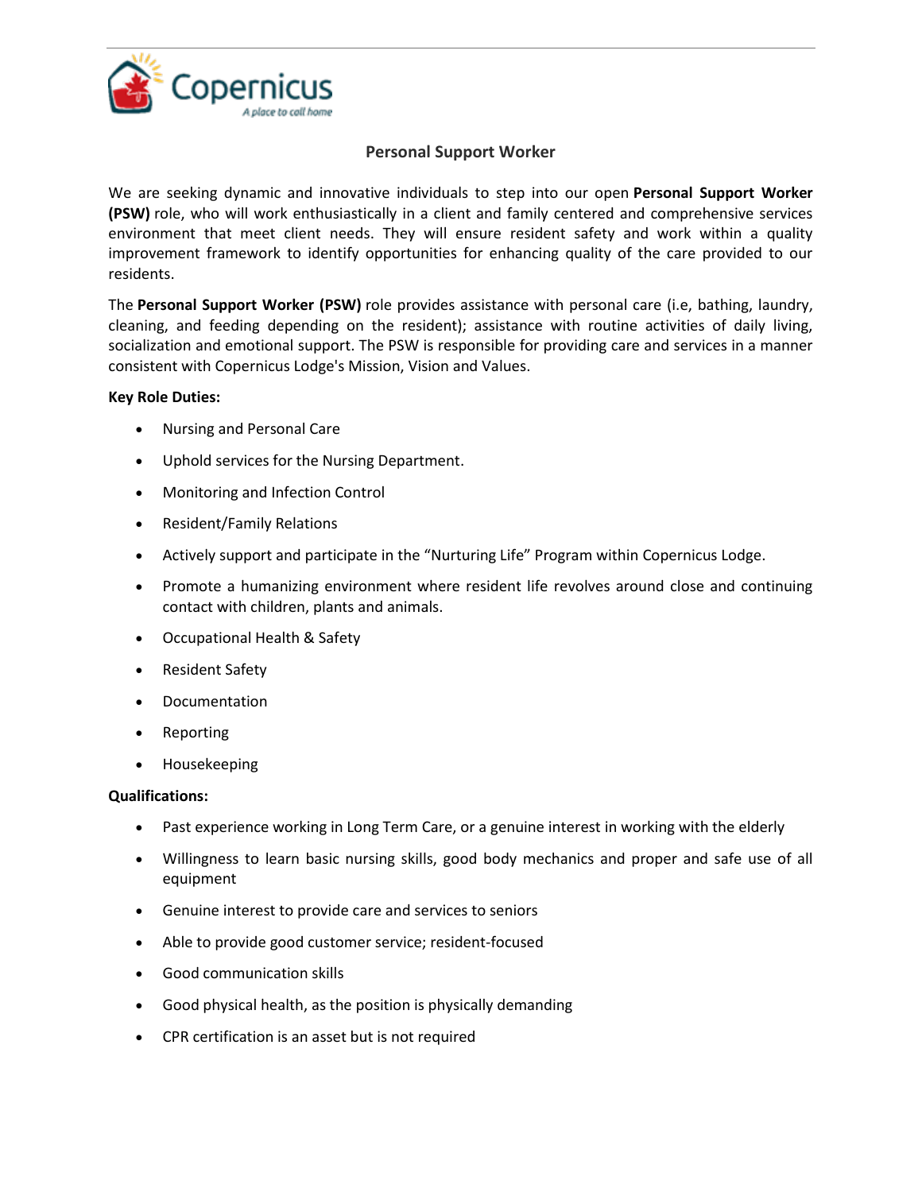# Personal Support Worker

We are seeking dynamic and innovative individuals to step into our open **Personal Support Worker (PSW)** role, who will work enthusiastically in a client and family centered and comprehensive services environment that meet client needs. They will ensure resident safety and work within a quality improvement framework to identify opportunities for enhancing quality of the care provided to our residents.

The **Personal Support Worker (PSW)** role provides assistance with personal care (i.e, bathing, laundry, cleaning, and feeding depending on the resident); assistance with routine activities of daily living, socialization and emotional support. The PSW is responsible for providing care and services in a manner consistent with Copernicus Lodge's Mission, Vision and Values.

**Key Role Duties:**

- Nursing and Personal Care
- Uphold services for the Nursing Department.
- Monitoring and Infection Control
- Resident/Family Relations
- Actively support and participate in the "Nurturing Life" Program within Copernicus Lodge.
- Promote a humanizing environment where resident life revolves around close and continuing contact with children, plants and animals.
- Occupational Health & Safety
- Resident Safety
- Documentation
- Reporting
- Housekeeping

**Qualifications:**

- Past experience working in Long Term Care, or a genuine interest in working with the elderly
- Willingness to learn basic nursing skills, good body mechanics and proper and safe use of all equipment
- Genuine interest to provide care and services to seniors
- Able to provide good customer service; resident-focused
- Good communication skills
- Good physical health, as the position is physically demanding
- CPR certification is an asset but is not required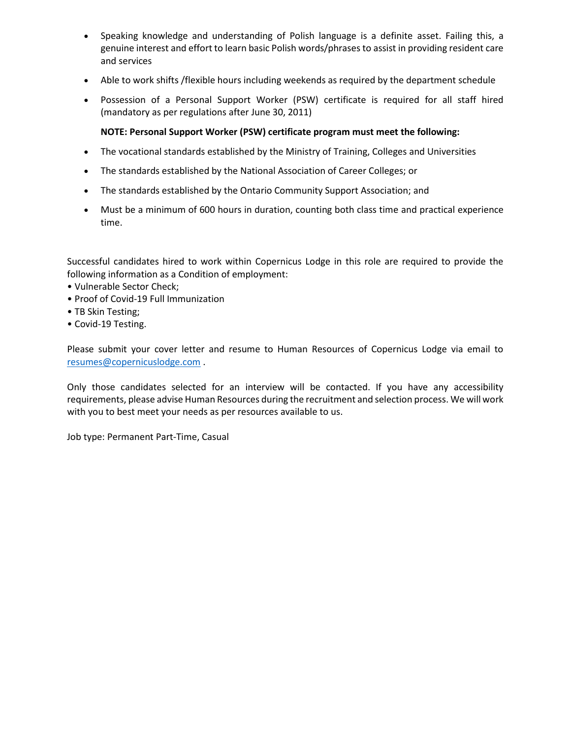- Speaking knowledge and understanding of Polish language is a definite asset. Failing this, a genuine interest and effort to learn basic Polish words/phrases to assist in providing resident care and services
- Able to work shifts /flexible hours including weekends as required by the department schedule
- Possession of a Personal Support Worker (PSW) certificate is required for all staff hired (mandatory as per regulations after June 30, 2011)

  **NOTE: Personal Support Worker (PSW) certificate program must meet the following:**

- The vocational standards established by the Ministry of Training, Colleges and Universities
- The standards established by the National Association of Career Colleges; or
- The standards established by the Ontario Community Support Association; and
- Must be a minimum of 600 hours in duration, counting both class time and practical experience time.

Successful candidates hired to work within Copernicus Lodge in this role are required to provide the following information as a Condition of employment:

- Vulnerable Sector Check;
- Proof of Covid-19 Full Immunization
- TB Skin Testing;
- Covid-19 Testing.

Please submit your cover letter and resume to Human Resources of Copernicus Lodge via email to resumes@copernicuslodge.com .

Only those candidates selected for an interview will be contacted. If you have any accessibility requirements, please advise Human Resources during the recruitment and selection process. We will work with you to best meet your needs as per resources available to us.

Job type: Permanent Part-Time, Casual